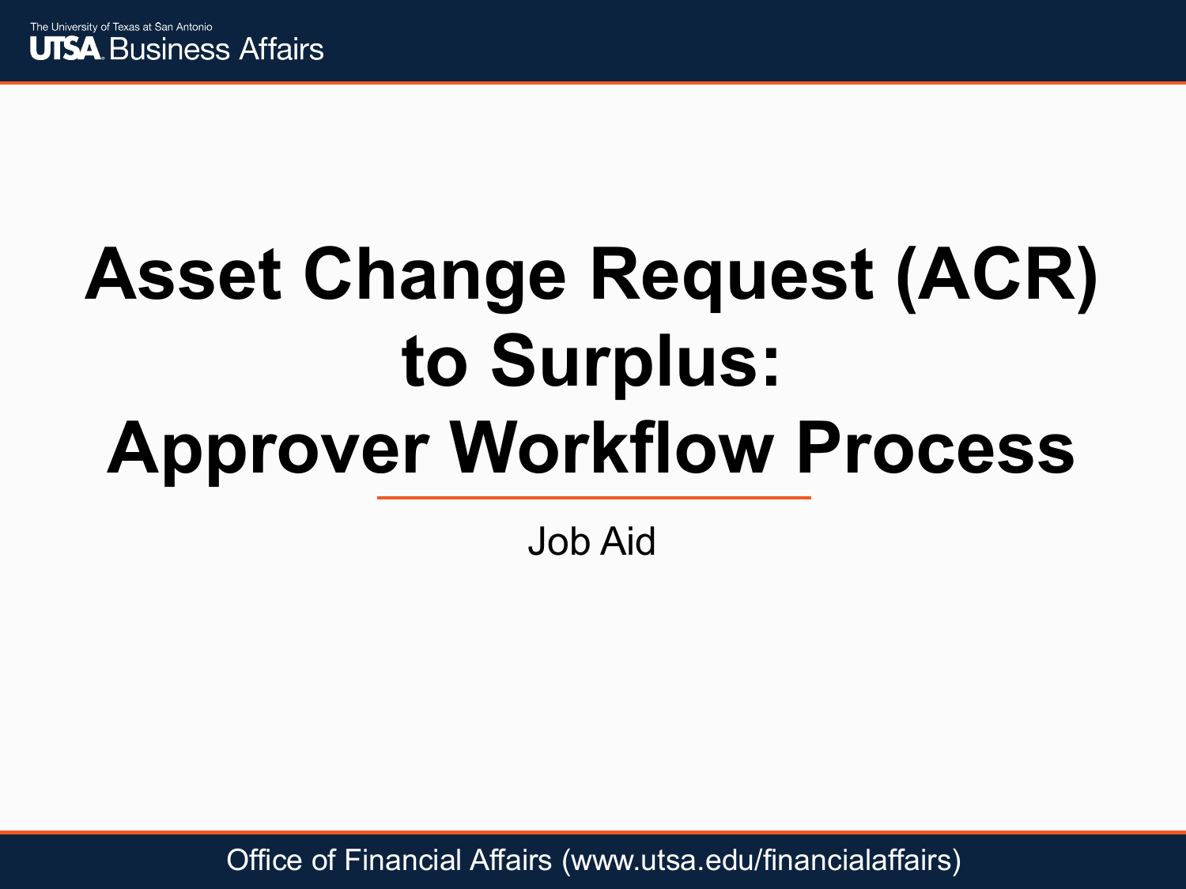# Asset Change Request (ACR) to Surplus: Approver Workflow Process

Job Aid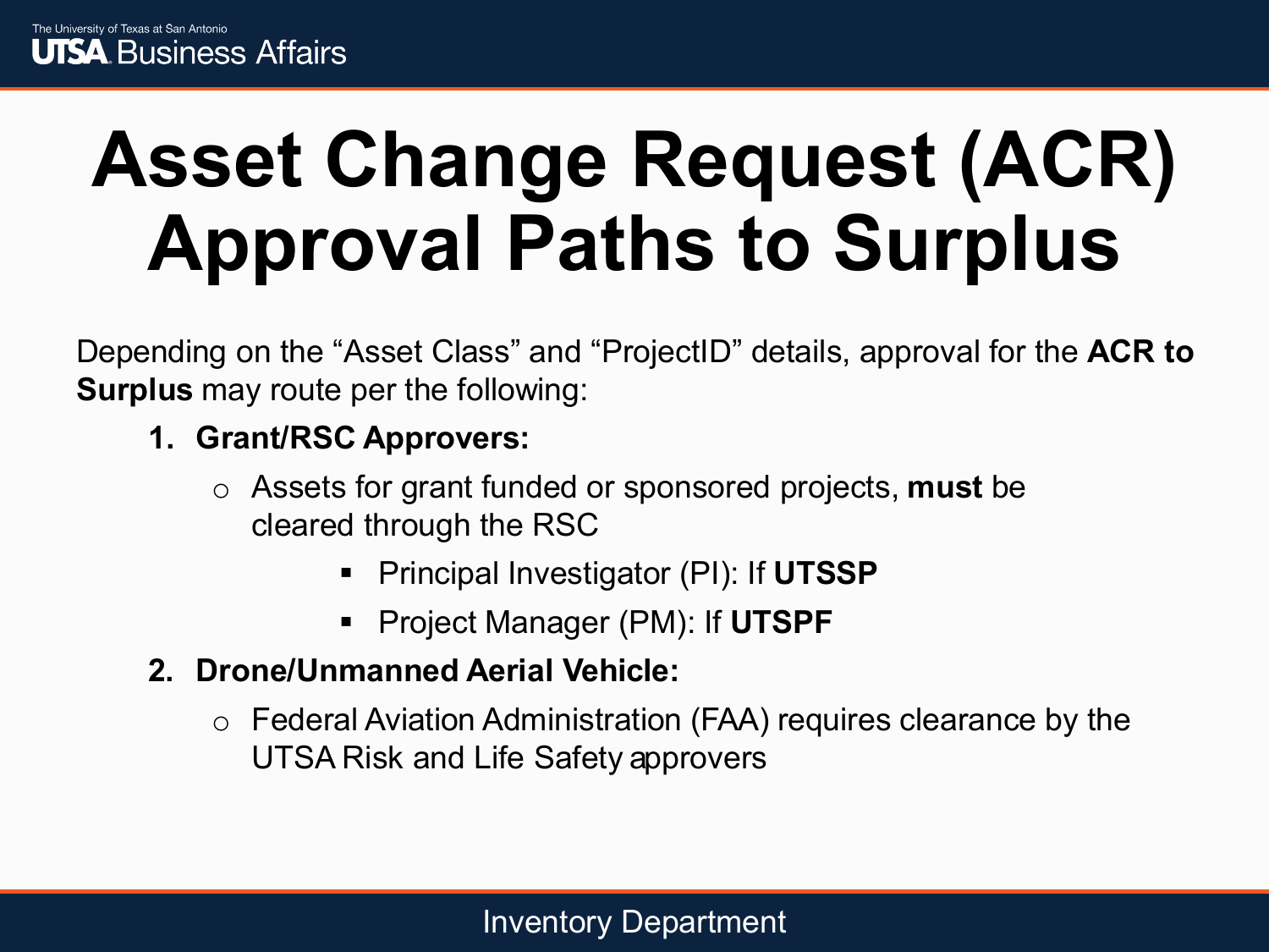# Asset Change Request (ACR) Approval Paths to Surplus

Depending on the "Asset Class" and "ProjectID" details, approval for the **ACR to Surplus** may route per the following:

1. **Grant/RSC Approvers:**
   - Assets for grant funded or sponsored projects, **must** be cleared through the RSC
     - Principal Investigator (PI): If **UTSSP**
     - Project Manager (PM): If **UTSPF**
2. **Drone/Unmanned Aerial Vehicle:**
   - Federal Aviation Administration (FAA) requires clearance by the UTSA Risk and Life Safety approvers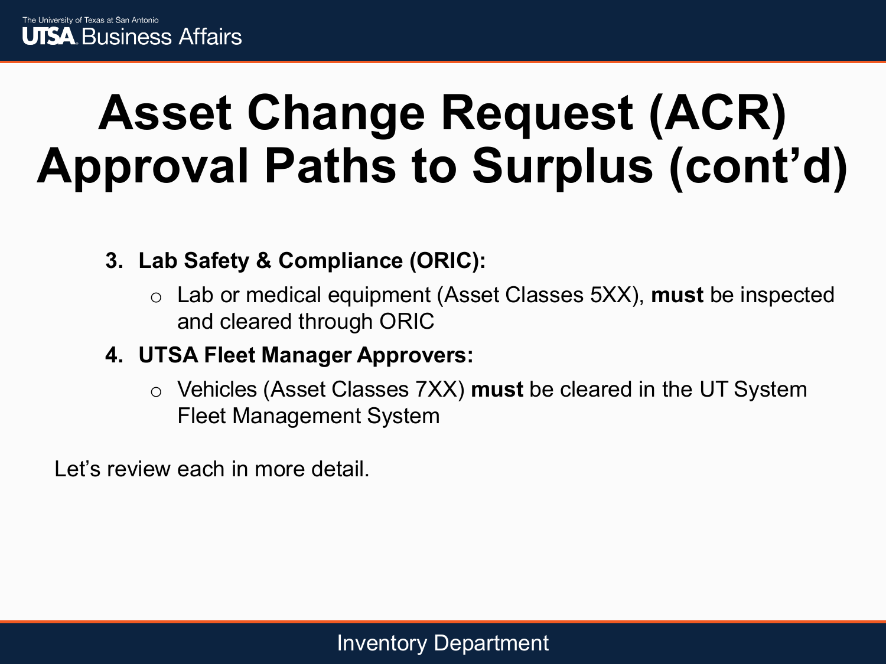# Asset Change Request (ACR) Approval Paths to Surplus (cont'd)

3. **Lab Safety & Compliance (ORIC):**
   - Lab or medical equipment (Asset Classes 5XX), **must** be inspected and cleared through ORIC
4. **UTSA Fleet Manager Approvers:**
   - Vehicles (Asset Classes 7XX) **must** be cleared in the UT System Fleet Management System

Let's review each in more detail.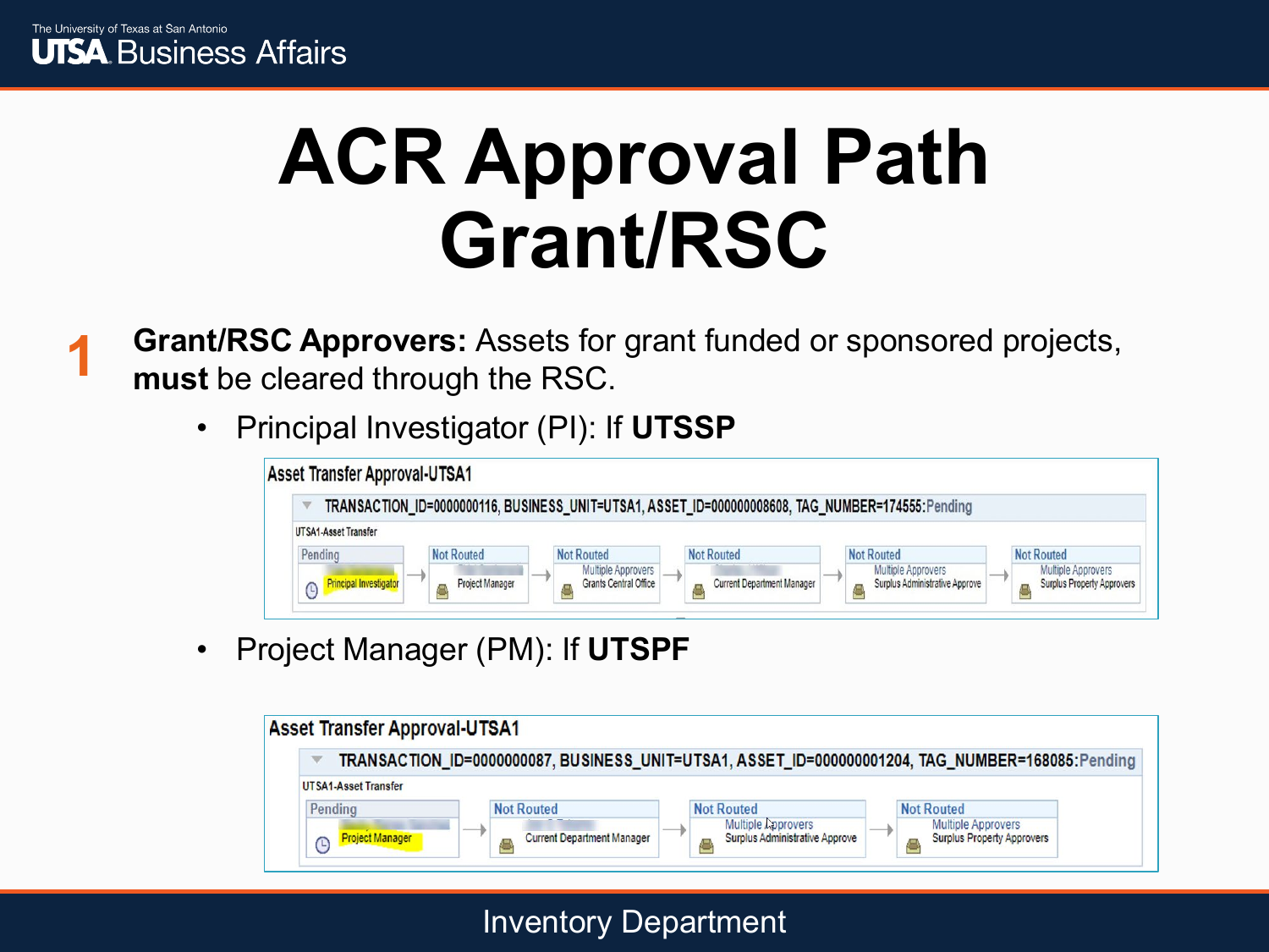# ACR Approval Path Grant/RSC

**1** **Grant/RSC Approvers:** Assets for grant funded or sponsored projects, **must** be cleared through the RSC.

- Principal Investigator (PI): If **UTSSP**

Asset Transfer Approval-UTSA1

TRANSACTION_ID=0000000116, BUSINESS_UNIT=UTSA1, ASSET_ID=000000008608, TAG_NUMBER=174555:Pending

UTSA1-Asset Transfer

| Pending | Not Routed | Not Routed | Not Routed | Not Routed | Not Routed |
|---|---|---|---|---|---|
| Principal Investigator | Project Manager | Multiple Approvers Grants Central Office | Current Department Manager | Multiple Approvers Surplus Administrative Approve | Multiple Approvers Surplus Property Approvers |

- Project Manager (PM): If **UTSPF**

Asset Transfer Approval-UTSA1

TRANSACTION_ID=0000000087, BUSINESS_UNIT=UTSA1, ASSET_ID=000000001204, TAG_NUMBER=168085:Pending

UTSA1-Asset Transfer

| Pending | Not Routed | Not Routed | Not Routed |
|---|---|---|---|
| Project Manager | Current Department Manager | Multiple Approvers Surplus Administrative Approve | Multiple Approvers Surplus Property Approvers |

Inventory Department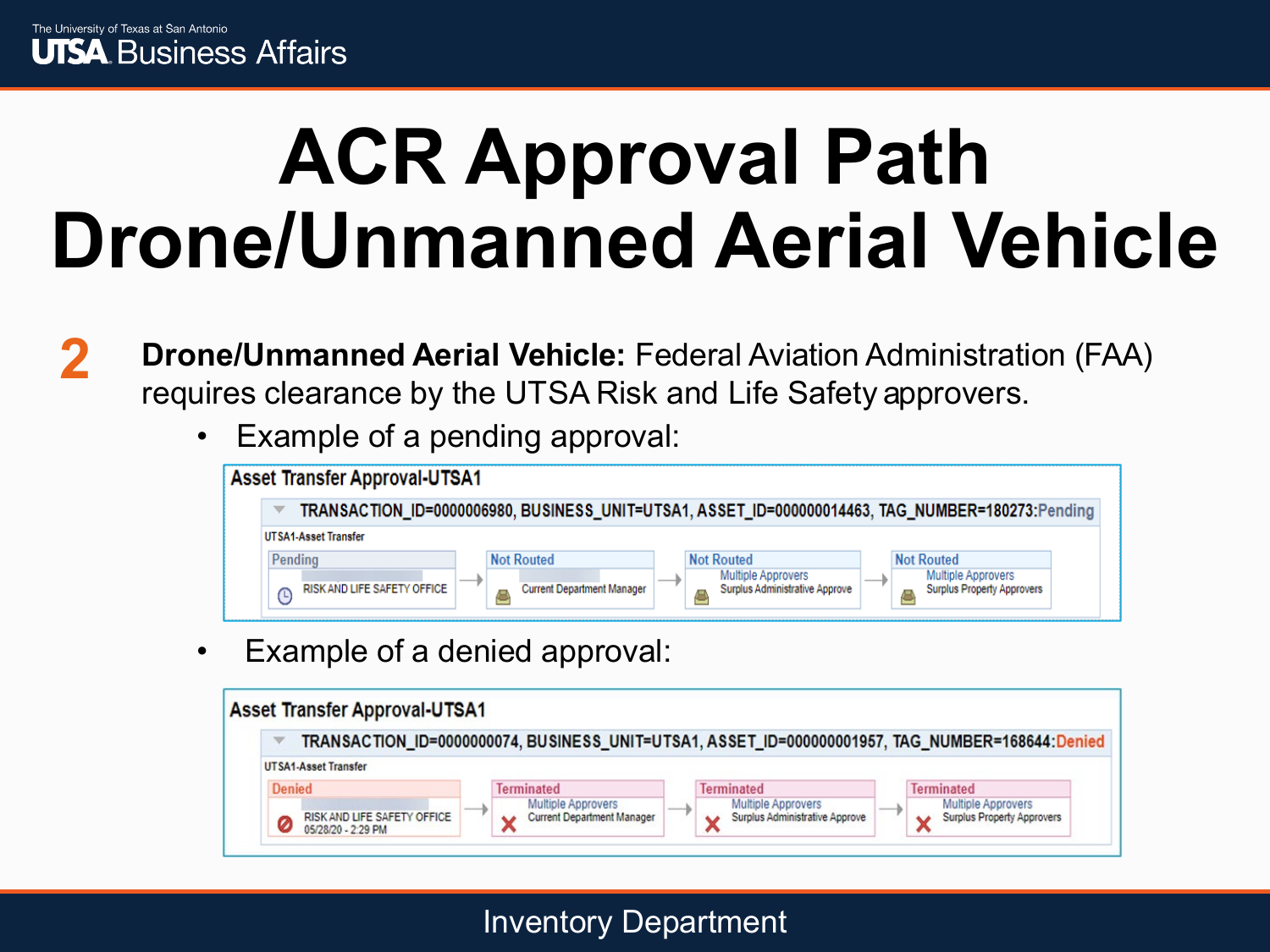# ACR Approval Path Drone/Unmanned Aerial Vehicle

**2** **Drone/Unmanned Aerial Vehicle:** Federal Aviation Administration (FAA) requires clearance by the UTSA Risk and Life Safety approvers.

- Example of a pending approval:

**Asset Transfer Approval-UTSA1**

TRANSACTION_ID=0000006980, BUSINESS_UNIT=UTSA1, ASSET_ID=000000014463, TAG_NUMBER=180273:Pending

UTSA1-Asset Transfer

| Pending | → | Not Routed | → | Not Routed | → | Not Routed |
|---|---|---|---|---|---|---|
| RISK AND LIFE SAFETY OFFICE | | Current Department Manager | | Multiple Approvers Surplus Administrative Approve | | Multiple Approvers Surplus Property Approvers |

- Example of a denied approval:

**Asset Transfer Approval-UTSA1**

TRANSACTION_ID=0000000074, BUSINESS_UNIT=UTSA1, ASSET_ID=000000001957, TAG_NUMBER=168644:Denied

UTSA1-Asset Transfer

| Denied | → | Terminated | → | Terminated | → | Terminated |
|---|---|---|---|---|---|---|
| RISK AND LIFE SAFETY OFFICE 05/28/20 - 2:29 PM | | Multiple Approvers Current Department Manager | | Multiple Approvers Surplus Administrative Approve | | Multiple Approvers Surplus Property Approvers |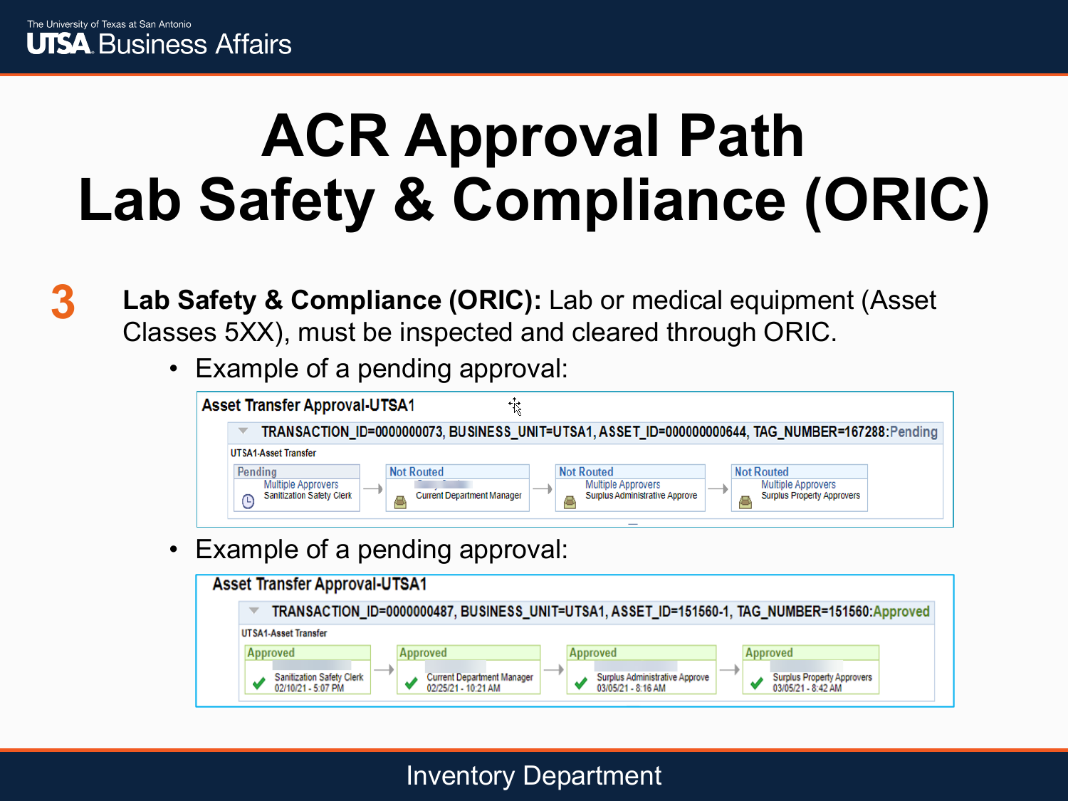# ACR Approval Path
# Lab Safety & Compliance (ORIC)

**3** **Lab Safety & Compliance (ORIC):** Lab or medical equipment (Asset Classes 5XX), must be inspected and cleared through ORIC.

- Example of a pending approval:

**Asset Transfer Approval-UTSA1**

TRANSACTION_ID=0000000073, BUSINESS_UNIT=UTSA1, ASSET_ID=000000000644, TAG_NUMBER=167288:Pending

UTSA1-Asset Transfer

| Pending | → | Not Routed | → | Not Routed | → | Not Routed |
|---|---|---|---|---|---|---|
| Multiple Approvers<br>Sanitization Safety Clerk | | Current Department Manager | | Multiple Approvers<br>Surplus Administrative Approve | | Multiple Approvers<br>Surplus Property Approvers |

- Example of a pending approval:

**Asset Transfer Approval-UTSA1**

TRANSACTION_ID=0000000487, BUSINESS_UNIT=UTSA1, ASSET_ID=151560-1, TAG_NUMBER=151560:Approved

UTSA1-Asset Transfer

| Approved | → | Approved | → | Approved | → | Approved |
|---|---|---|---|---|---|---|
| Sanitization Safety Clerk<br>02/10/21 - 5:07 PM | | Current Department Manager<br>02/25/21 - 10:21 AM | | Surplus Administrative Approve<br>03/05/21 - 8:16 AM | | Surplus Property Approvers<br>03/05/21 - 8:42 AM |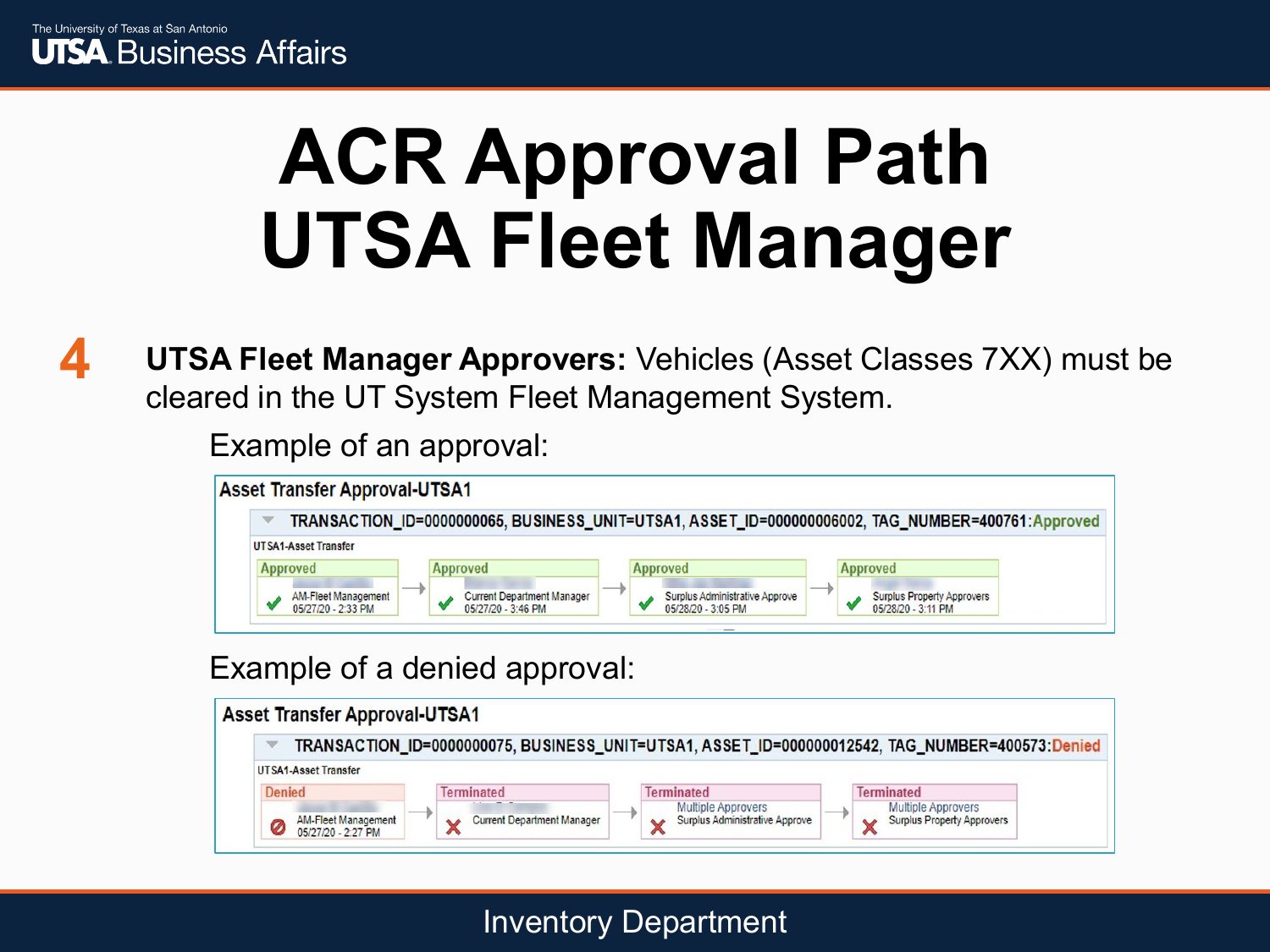# ACR Approval Path UTSA Fleet Manager

**4** **UTSA Fleet Manager Approvers:** Vehicles (Asset Classes 7XX) must be cleared in the UT System Fleet Management System.

Example of an approval:

**Asset Transfer Approval-UTSA1**

TRANSACTION_ID=0000000065, BUSINESS_UNIT=UTSA1, ASSET_ID=000000006002, TAG_NUMBER=400761:Approved

UTSA1-Asset Transfer

| Approved | Approved | Approved | Approved |
|---|---|---|---|
| AM-Fleet Management 05/27/20 - 2:33 PM | Current Department Manager 05/27/20 - 3:46 PM | Surplus Administrative Approve 05/28/20 - 3:05 PM | Surplus Property Approvers 05/28/20 - 3:11 PM |

Example of a denied approval:

**Asset Transfer Approval-UTSA1**

TRANSACTION_ID=0000000075, BUSINESS_UNIT=UTSA1, ASSET_ID=000000012542, TAG_NUMBER=400573:Denied

UTSA1-Asset Transfer

| Denied | Terminated | Terminated | Terminated |
|---|---|---|---|
| AM-Fleet Management 05/27/20 - 2:27 PM | Current Department Manager | Multiple Approvers Surplus Administrative Approve | Multiple Approvers Surplus Property Approvers |

Inventory Department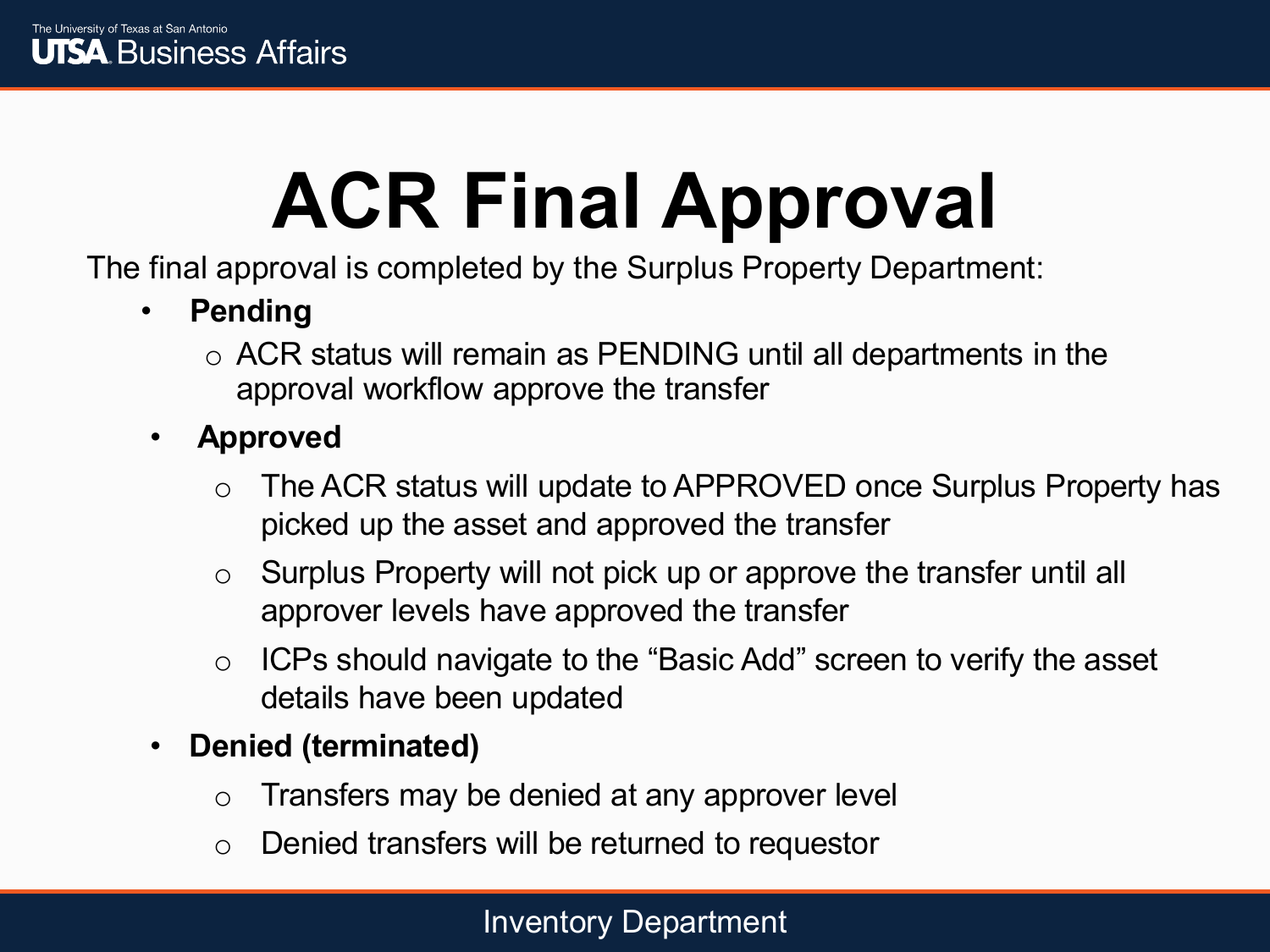# ACR Final Approval

The final approval is completed by the Surplus Property Department:

- **Pending**
  - ACR status will remain as PENDING until all departments in the approval workflow approve the transfer
- **Approved**
  - The ACR status will update to APPROVED once Surplus Property has picked up the asset and approved the transfer
  - Surplus Property will not pick up or approve the transfer until all approver levels have approved the transfer
  - ICPs should navigate to the “Basic Add” screen to verify the asset details have been updated
- **Denied (terminated)**
  - Transfers may be denied at any approver level
  - Denied transfers will be returned to requestor